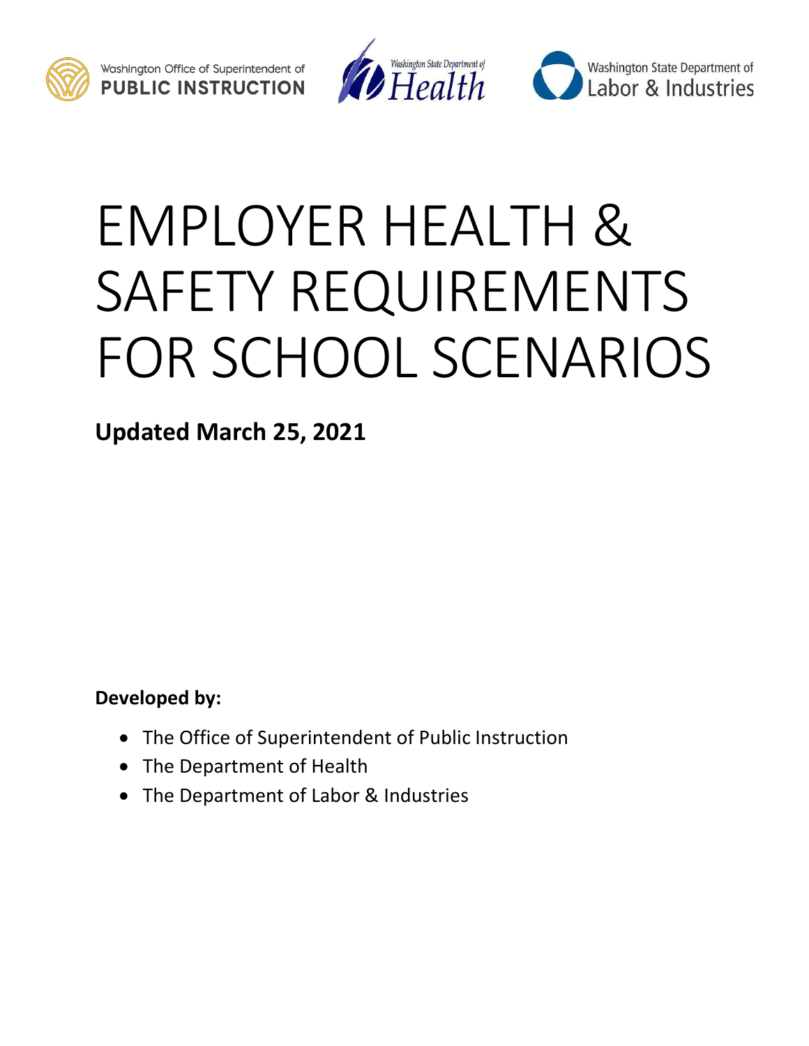Washington Office of Superintendent of **PUBLIC INSTRUCTION**

Washington State Department of Health

Washington State Department of Labor & Industries

# EMPLOYER HEALTH & SAFETY REQUIREMENTS FOR SCHOOL SCENARIOS

**Updated March 25, 2021**

**Developed by:**

- The Office of Superintendent of Public Instruction
- The Department of Health
- The Department of Labor & Industries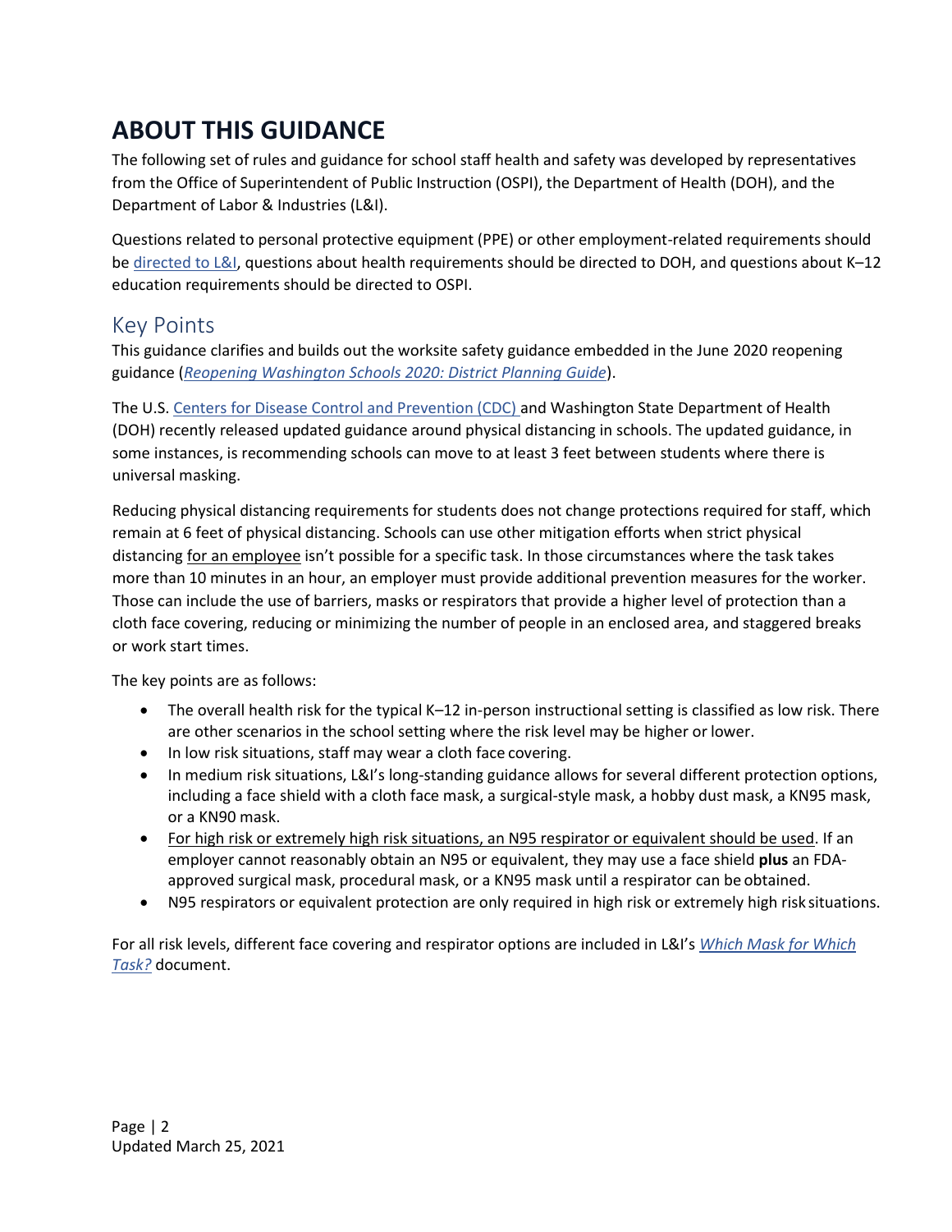# ABOUT THIS GUIDANCE

The following set of rules and guidance for school staff health and safety was developed by representatives from the Office of Superintendent of Public Instruction (OSPI), the Department of Health (DOH), and the Department of Labor & Industries (L&I).

Questions related to personal protective equipment (PPE) or other employment-related requirements should be directed to L&I, questions about health requirements should be directed to DOH, and questions about K–12 education requirements should be directed to OSPI.

## Key Points

This guidance clarifies and builds out the worksite safety guidance embedded in the June 2020 reopening guidance (*Reopening Washington Schools 2020: District Planning Guide*).

The U.S. Centers for Disease Control and Prevention (CDC) and Washington State Department of Health (DOH) recently released updated guidance around physical distancing in schools. The updated guidance, in some instances, is recommending schools can move to at least 3 feet between students where there is universal masking.

Reducing physical distancing requirements for students does not change protections required for staff, which remain at 6 feet of physical distancing. Schools can use other mitigation efforts when strict physical distancing for an employee isn't possible for a specific task. In those circumstances where the task takes more than 10 minutes in an hour, an employer must provide additional prevention measures for the worker. Those can include the use of barriers, masks or respirators that provide a higher level of protection than a cloth face covering, reducing or minimizing the number of people in an enclosed area, and staggered breaks or work start times.

The key points are as follows:

- The overall health risk for the typical K–12 in-person instructional setting is classified as low risk. There are other scenarios in the school setting where the risk level may be higher or lower.
- In low risk situations, staff may wear a cloth face covering.
- In medium risk situations, L&I's long-standing guidance allows for several different protection options, including a face shield with a cloth face mask, a surgical-style mask, a hobby dust mask, a KN95 mask, or a KN90 mask.
- For high risk or extremely high risk situations, an N95 respirator or equivalent should be used. If an employer cannot reasonably obtain an N95 or equivalent, they may use a face shield **plus** an FDA-approved surgical mask, procedural mask, or a KN95 mask until a respirator can be obtained.
- N95 respirators or equivalent protection are only required in high risk or extremely high risk situations.

For all risk levels, different face covering and respirator options are included in L&I's *Which Mask for Which Task?* document.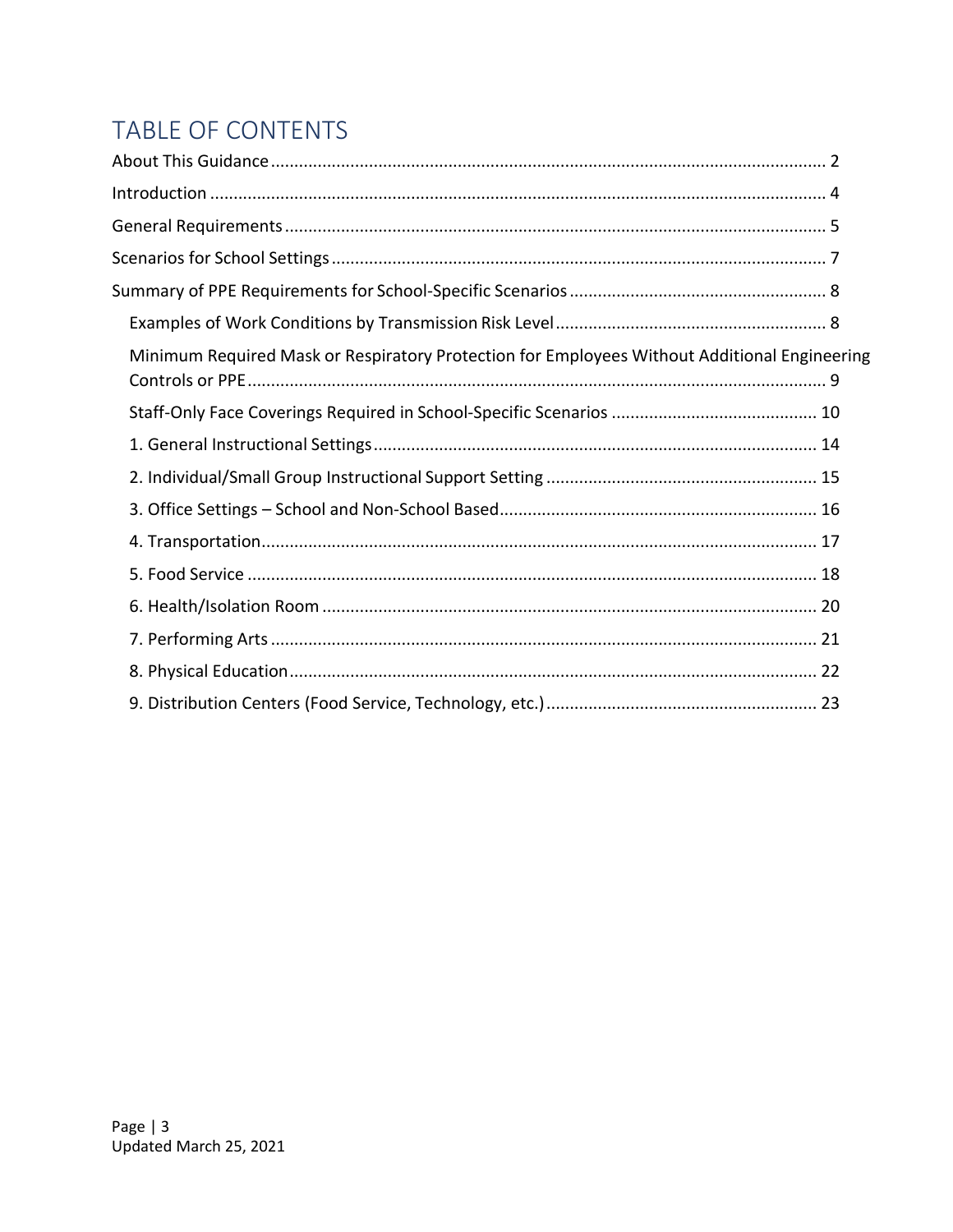# TABLE OF CONTENTS

About This Guidance ........ 2

Introduction ........ 4

General Requirements ........ 5

Scenarios for School Settings ........ 7

Summary of PPE Requirements for School-Specific Scenarios ........ 8

- Examples of Work Conditions by Transmission Risk Level ........ 8
- Minimum Required Mask or Respiratory Protection for Employees Without Additional Engineering Controls or PPE ........ 9
- Staff-Only Face Coverings Required in School-Specific Scenarios ........ 10
- 1. General Instructional Settings ........ 14
- 2. Individual/Small Group Instructional Support Setting ........ 15
- 3. Office Settings – School and Non-School Based ........ 16
- 4. Transportation ........ 17
- 5. Food Service ........ 18
- 6. Health/Isolation Room ........ 20
- 7. Performing Arts ........ 21
- 8. Physical Education ........ 22
- 9. Distribution Centers (Food Service, Technology, etc.) ........ 23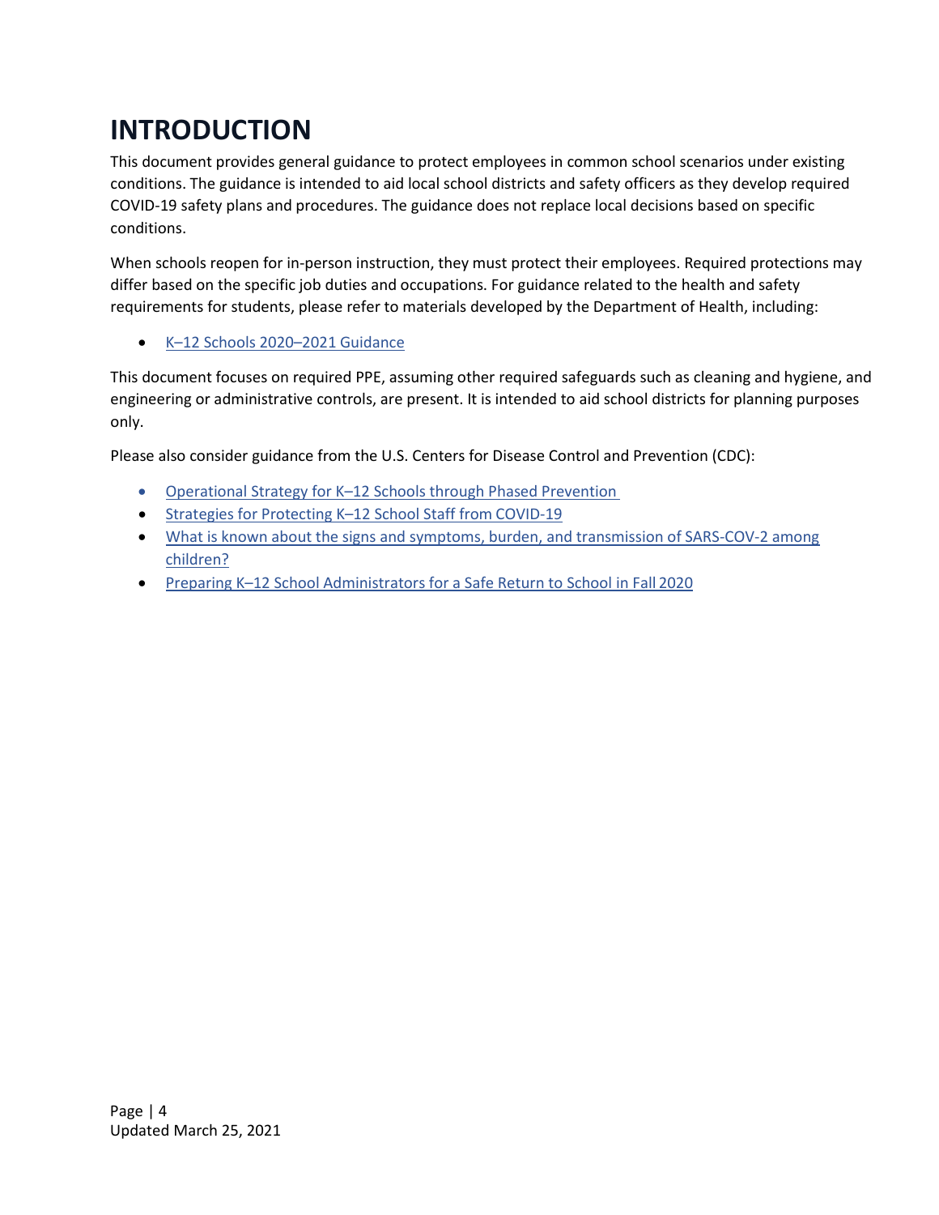# INTRODUCTION

This document provides general guidance to protect employees in common school scenarios under existing conditions. The guidance is intended to aid local school districts and safety officers as they develop required COVID-19 safety plans and procedures. The guidance does not replace local decisions based on specific conditions.

When schools reopen for in-person instruction, they must protect their employees. Required protections may differ based on the specific job duties and occupations. For guidance related to the health and safety requirements for students, please refer to materials developed by the Department of Health, including:

- K–12 Schools 2020–2021 Guidance

This document focuses on required PPE, assuming other required safeguards such as cleaning and hygiene, and engineering or administrative controls, are present. It is intended to aid school districts for planning purposes only.

Please also consider guidance from the U.S. Centers for Disease Control and Prevention (CDC):

- Operational Strategy for K–12 Schools through Phased Prevention
- Strategies for Protecting K–12 School Staff from COVID-19
- What is known about the signs and symptoms, burden, and transmission of SARS-COV-2 among children?
- Preparing K–12 School Administrators for a Safe Return to School in Fall 2020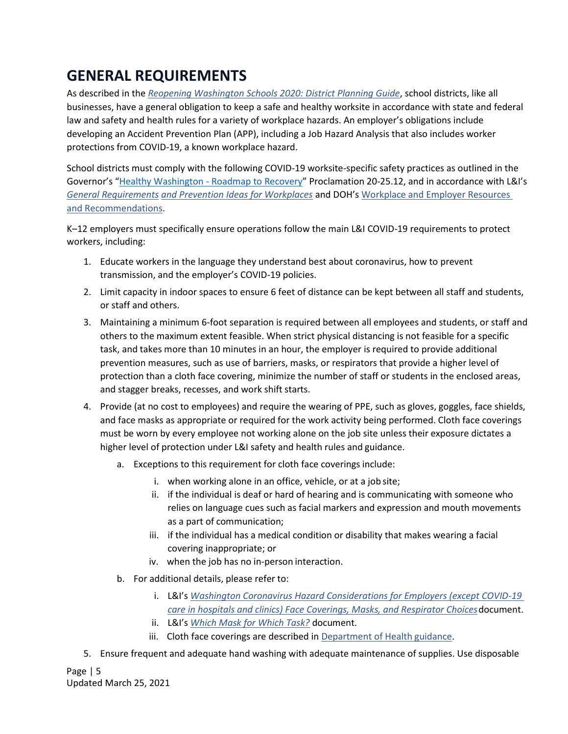# GENERAL REQUIREMENTS

As described in the *Reopening Washington Schools 2020: District Planning Guide*, school districts, like all businesses, have a general obligation to keep a safe and healthy worksite in accordance with state and federal law and safety and health rules for a variety of workplace hazards. An employer's obligations include developing an Accident Prevention Plan (APP), including a Job Hazard Analysis that also includes worker protections from COVID-19, a known workplace hazard.

School districts must comply with the following COVID-19 worksite-specific safety practices as outlined in the Governor's "Healthy Washington - Roadmap to Recovery" Proclamation 20-25.12, and in accordance with L&I's *General Requirements and Prevention Ideas for Workplaces* and DOH's Workplace and Employer Resources and Recommendations.

K–12 employers must specifically ensure operations follow the main L&I COVID-19 requirements to protect workers, including:

1. Educate workers in the language they understand best about coronavirus, how to prevent transmission, and the employer's COVID-19 policies.
2. Limit capacity in indoor spaces to ensure 6 feet of distance can be kept between all staff and students, or staff and others.
3. Maintaining a minimum 6-foot separation is required between all employees and students, or staff and others to the maximum extent feasible. When strict physical distancing is not feasible for a specific task, and takes more than 10 minutes in an hour, the employer is required to provide additional prevention measures, such as use of barriers, masks, or respirators that provide a higher level of protection than a cloth face covering, minimize the number of staff or students in the enclosed areas, and stagger breaks, recesses, and work shift starts.
4. Provide (at no cost to employees) and require the wearing of PPE, such as gloves, goggles, face shields, and face masks as appropriate or required for the work activity being performed. Cloth face coverings must be worn by every employee not working alone on the job site unless their exposure dictates a higher level of protection under L&I safety and health rules and guidance.
    a. Exceptions to this requirement for cloth face coverings include:
        i. when working alone in an office, vehicle, or at a job site;
        ii. if the individual is deaf or hard of hearing and is communicating with someone who relies on language cues such as facial markers and expression and mouth movements as a part of communication;
        iii. if the individual has a medical condition or disability that makes wearing a facial covering inappropriate; or
        iv. when the job has no in-person interaction.
    b. For additional details, please refer to:
        i. L&I's *Washington Coronavirus Hazard Considerations for Employers (except COVID-19 care in hospitals and clinics) Face Coverings, Masks, and Respirator Choices* document.
        ii. L&I's *Which Mask for Which Task?* document.
        iii. Cloth face coverings are described in Department of Health guidance.
5. Ensure frequent and adequate hand washing with adequate maintenance of supplies. Use disposable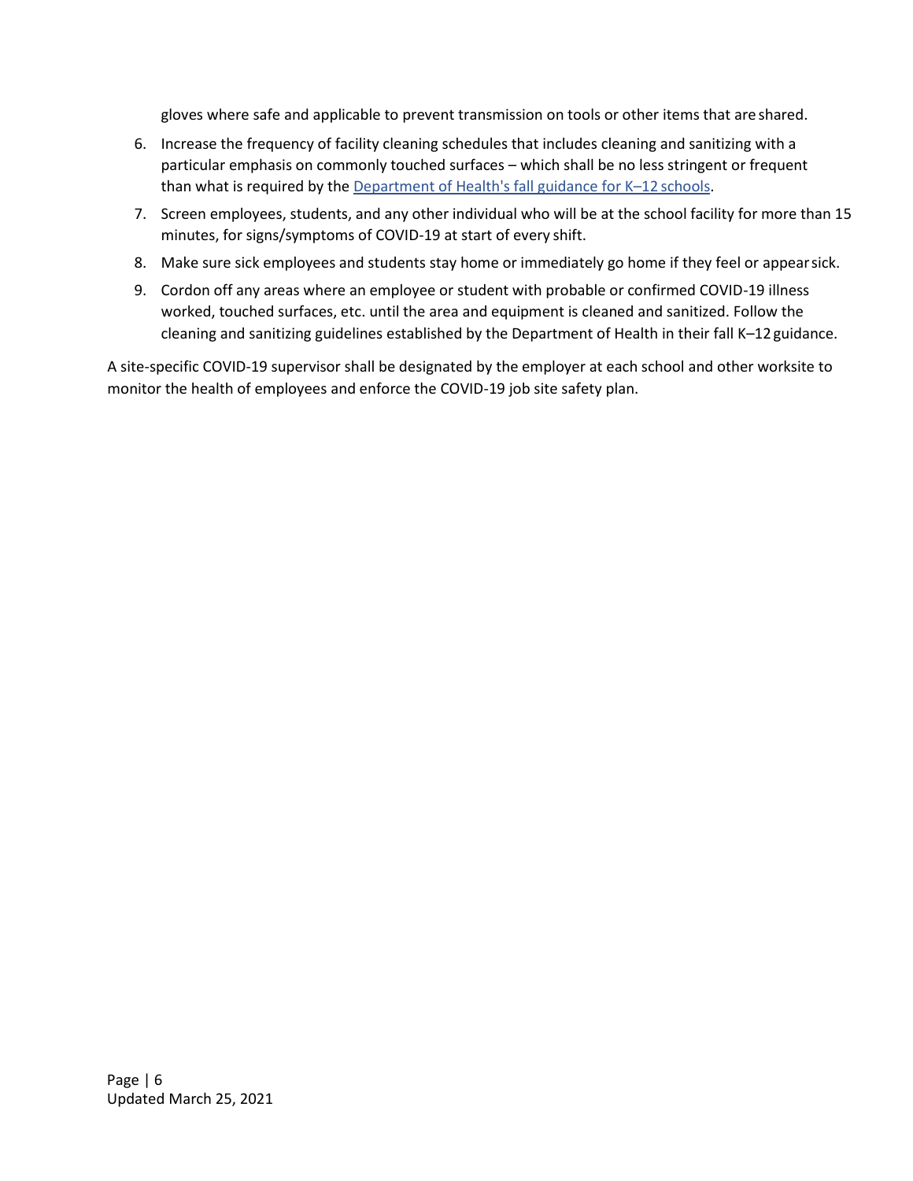gloves where safe and applicable to prevent transmission on tools or other items that are shared.

6. Increase the frequency of facility cleaning schedules that includes cleaning and sanitizing with a particular emphasis on commonly touched surfaces – which shall be no less stringent or frequent than what is required by the Department of Health's fall guidance for K–12 schools.
7. Screen employees, students, and any other individual who will be at the school facility for more than 15 minutes, for signs/symptoms of COVID-19 at start of every shift.
8. Make sure sick employees and students stay home or immediately go home if they feel or appear sick.
9. Cordon off any areas where an employee or student with probable or confirmed COVID-19 illness worked, touched surfaces, etc. until the area and equipment is cleaned and sanitized. Follow the cleaning and sanitizing guidelines established by the Department of Health in their fall K–12 guidance.

A site-specific COVID-19 supervisor shall be designated by the employer at each school and other worksite to monitor the health of employees and enforce the COVID-19 job site safety plan.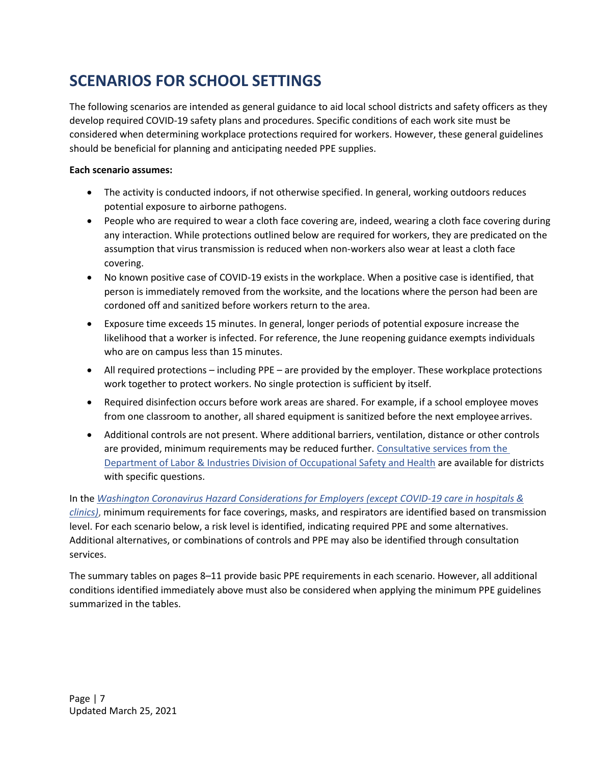# SCENARIOS FOR SCHOOL SETTINGS

The following scenarios are intended as general guidance to aid local school districts and safety officers as they develop required COVID-19 safety plans and procedures. Specific conditions of each work site must be considered when determining workplace protections required for workers. However, these general guidelines should be beneficial for planning and anticipating needed PPE supplies.

**Each scenario assumes:**

- The activity is conducted indoors, if not otherwise specified. In general, working outdoors reduces potential exposure to airborne pathogens.
- People who are required to wear a cloth face covering are, indeed, wearing a cloth face covering during any interaction. While protections outlined below are required for workers, they are predicated on the assumption that virus transmission is reduced when non-workers also wear at least a cloth face covering.
- No known positive case of COVID-19 exists in the workplace. When a positive case is identified, that person is immediately removed from the worksite, and the locations where the person had been are cordoned off and sanitized before workers return to the area.
- Exposure time exceeds 15 minutes. In general, longer periods of potential exposure increase the likelihood that a worker is infected. For reference, the June reopening guidance exempts individuals who are on campus less than 15 minutes.
- All required protections – including PPE – are provided by the employer. These workplace protections work together to protect workers. No single protection is sufficient by itself.
- Required disinfection occurs before work areas are shared. For example, if a school employee moves from one classroom to another, all shared equipment is sanitized before the next employee arrives.
- Additional controls are not present. Where additional barriers, ventilation, distance or other controls are provided, minimum requirements may be reduced further. Consultative services from the Department of Labor & Industries Division of Occupational Safety and Health are available for districts with specific questions.

In the *Washington Coronavirus Hazard Considerations for Employers (except COVID-19 care in hospitals & clinics)*, minimum requirements for face coverings, masks, and respirators are identified based on transmission level. For each scenario below, a risk level is identified, indicating required PPE and some alternatives. Additional alternatives, or combinations of controls and PPE may also be identified through consultation services.

The summary tables on pages 8–11 provide basic PPE requirements in each scenario. However, all additional conditions identified immediately above must also be considered when applying the minimum PPE guidelines summarized in the tables.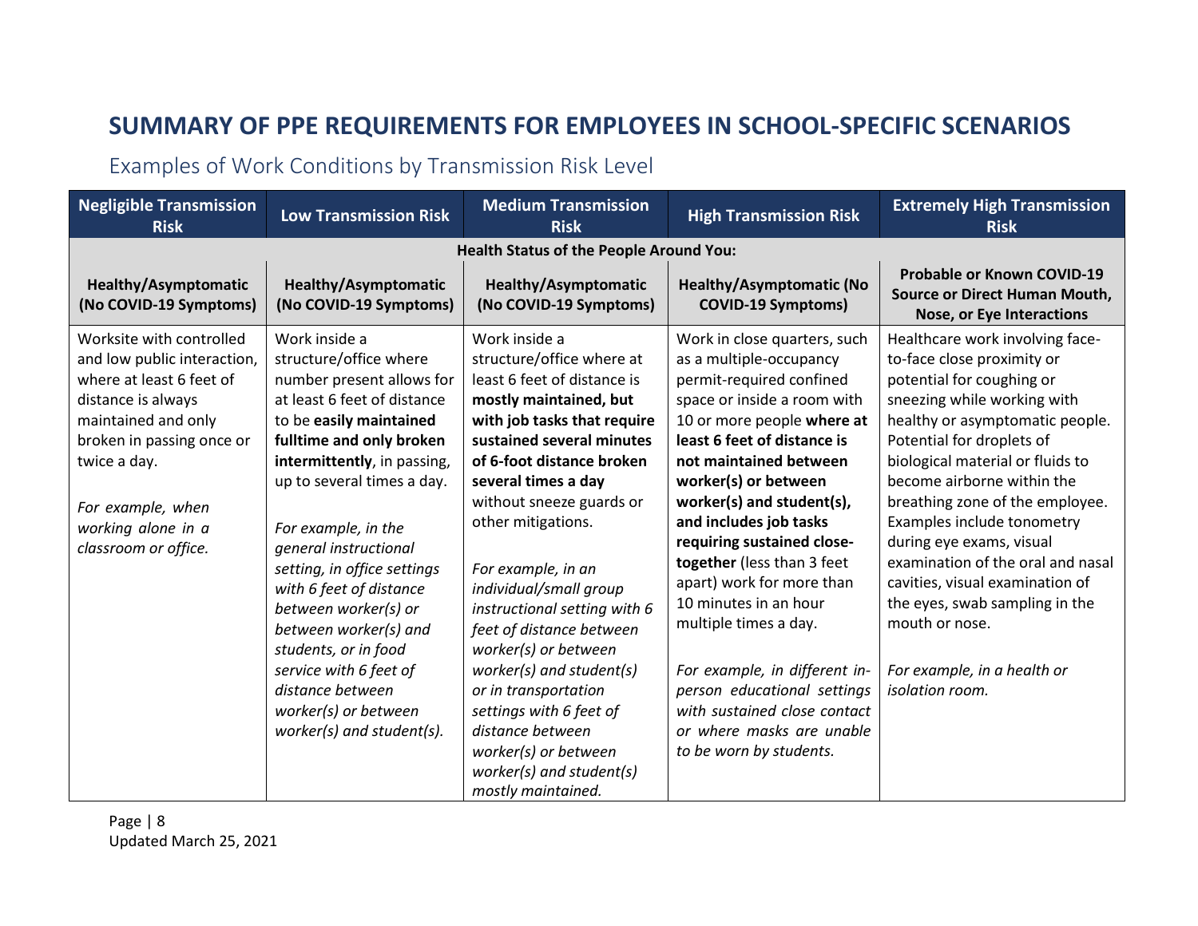# SUMMARY OF PPE REQUIREMENTS FOR EMPLOYEES IN SCHOOL-SPECIFIC SCENARIOS

## Examples of Work Conditions by Transmission Risk Level

| Negligible Transmission Risk | Low Transmission Risk | Medium Transmission Risk | High Transmission Risk | Extremely High Transmission Risk |
|---|---|---|---|---|
| **Health Status of the People Around You:** | | | | |
| **Healthy/Asymptomatic (No COVID-19 Symptoms)** | **Healthy/Asymptomatic (No COVID-19 Symptoms)** | **Healthy/Asymptomatic (No COVID-19 Symptoms)** | **Healthy/Asymptomatic (No COVID-19 Symptoms)** | **Probable or Known COVID-19 Source or Direct Human Mouth, Nose, or Eye Interactions** |
| Worksite with controlled and low public interaction, where at least 6 feet of distance is always maintained and only broken in passing once or twice a day.<br><br>*For example, when working alone in a classroom or office.* | Work inside a structure/office where number present allows for at least 6 feet of distance to be **easily maintained fulltime and only broken intermittently**, in passing, up to several times a day.<br><br>*For example, in the general instructional setting, in office settings with 6 feet of distance between worker(s) or between worker(s) and students, or in food service with 6 feet of distance between worker(s) or between worker(s) and student(s).* | Work inside a structure/office where at least 6 feet of distance is **mostly maintained, but with job tasks that require sustained several minutes of 6-foot distance broken several times a day** without sneeze guards or other mitigations.<br><br>*For example, in an individual/small group instructional setting with 6 feet of distance between worker(s) or between worker(s) and student(s) or in transportation settings with 6 feet of distance between worker(s) or between worker(s) and student(s) mostly maintained.* | Work in close quarters, such as a multiple-occupancy permit-required confined space or inside a room with 10 or more people **where at least 6 feet of distance is not maintained between worker(s) or between worker(s) and student(s), and includes job tasks requiring sustained close-together** (less than 3 feet apart) work for more than 10 minutes in an hour multiple times a day.<br><br>*For example, in different in-person educational settings with sustained close contact or where masks are unable to be worn by students.* | Healthcare work involving face-to-face close proximity or potential for coughing or sneezing while working with healthy or asymptomatic people. Potential for droplets of biological material or fluids to become airborne within the breathing zone of the employee. Examples include tonometry during eye exams, visual examination of the oral and nasal cavities, visual examination of the eyes, swab sampling in the mouth or nose.<br><br>*For example, in a health or isolation room.* |

Updated March 25, 2021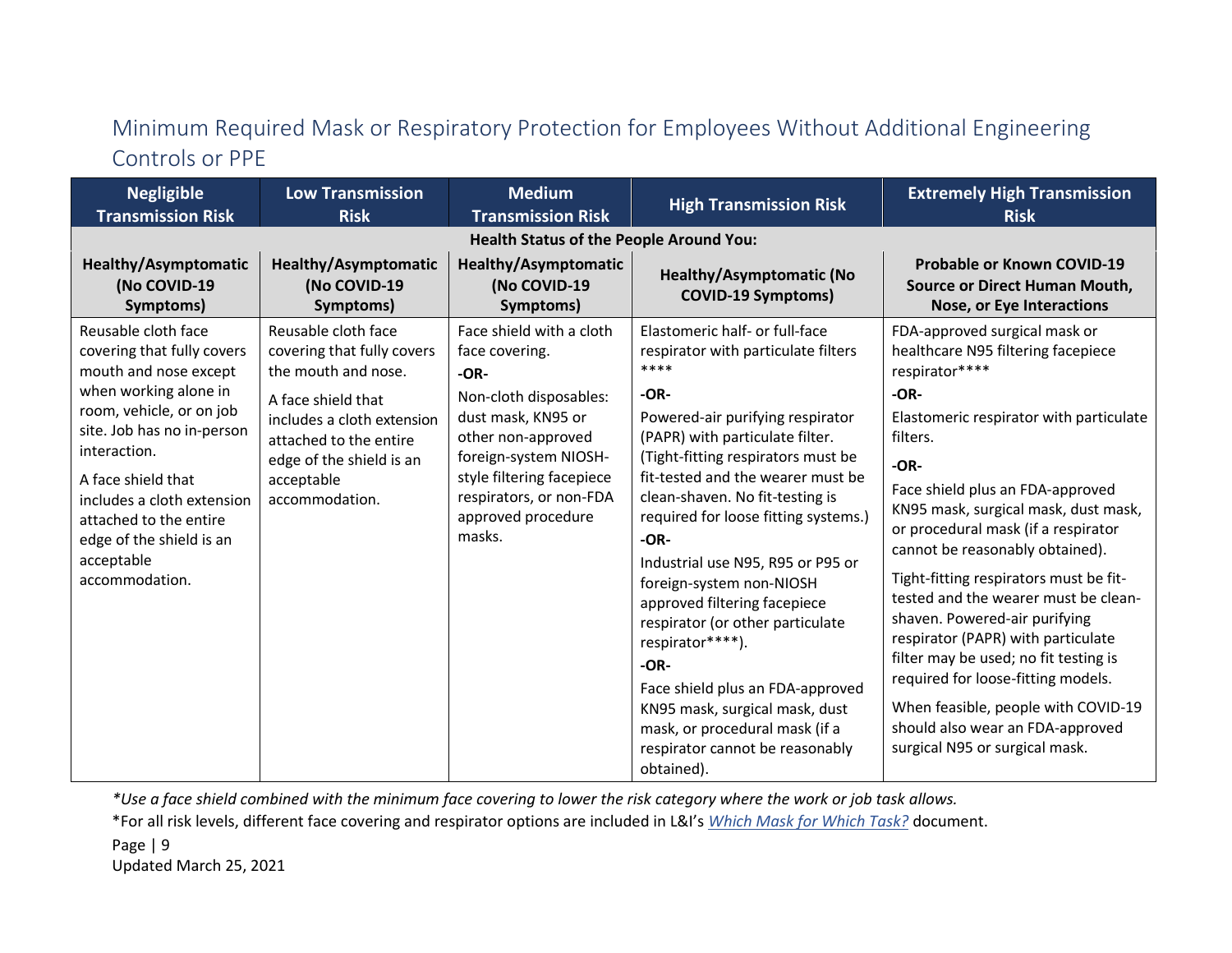## Minimum Required Mask or Respiratory Protection for Employees Without Additional Engineering Controls or PPE

| Negligible Transmission Risk | Low Transmission Risk | Medium Transmission Risk | High Transmission Risk | Extremely High Transmission Risk |
|---|---|---|---|---|
| **Health Status of the People Around You:** | | | | |
| **Healthy/Asymptomatic (No COVID-19 Symptoms)** | **Healthy/Asymptomatic (No COVID-19 Symptoms)** | **Healthy/Asymptomatic (No COVID-19 Symptoms)** | **Healthy/Asymptomatic (No COVID-19 Symptoms)** | **Probable or Known COVID-19 Source or Direct Human Mouth, Nose, or Eye Interactions** |
| Reusable cloth face covering that fully covers mouth and nose except when working alone in room, vehicle, or on job site. Job has no in-person interaction.<br><br>A face shield that includes a cloth extension attached to the entire edge of the shield is an acceptable accommodation. | Reusable cloth face covering that fully covers the mouth and nose.<br><br>A face shield that includes a cloth extension attached to the entire edge of the shield is an acceptable accommodation. | Face shield with a cloth face covering.<br><br>**-OR-**<br><br>Non-cloth disposables: dust mask, KN95 or other non-approved foreign-system NIOSH-style filtering facepiece respirators, or non-FDA approved procedure masks. | Elastomeric half- or full-face respirator with particulate filters ****<br><br>**-OR-**<br><br>Powered-air purifying respirator (PAPR) with particulate filter. (Tight-fitting respirators must be fit-tested and the wearer must be clean-shaven. No fit-testing is required for loose fitting systems.)<br><br>**-OR-**<br><br>Industrial use N95, R95 or P95 or foreign-system non-NIOSH approved filtering facepiece respirator (or other particulate respirator****).<br><br>**-OR-**<br><br>Face shield plus an FDA-approved KN95 mask, surgical mask, dust mask, or procedural mask (if a respirator cannot be reasonably obtained). | FDA-approved surgical mask or healthcare N95 filtering facepiece respirator****<br><br>**-OR-**<br><br>Elastomeric respirator with particulate filters.<br><br>**-OR-**<br><br>Face shield plus an FDA-approved KN95 mask, surgical mask, dust mask, or procedural mask (if a respirator cannot be reasonably obtained).<br><br>Tight-fitting respirators must be fit-tested and the wearer must be clean-shaven. Powered-air purifying respirator (PAPR) with particulate filter may be used; no fit testing is required for loose-fitting models.<br><br>When feasible, people with COVID-19 should also wear an FDA-approved surgical N95 or surgical mask. |

**Use a face shield combined with the minimum face covering to lower the risk category where the work or job task allows.*

*For all risk levels, different face covering and respirator options are included in L&I's *Which Mask for Which Task?* document.

Updated March 25, 2021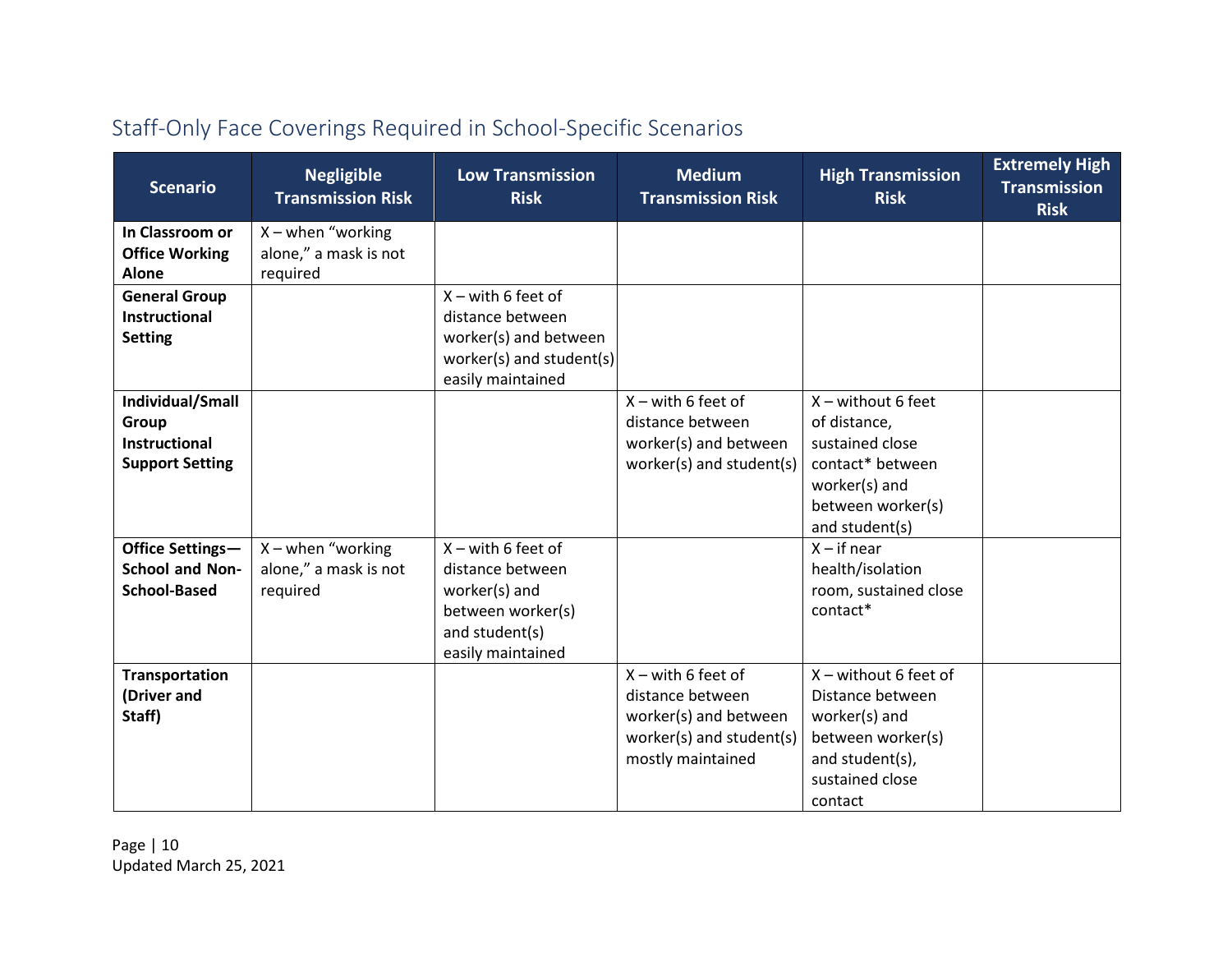## Staff-Only Face Coverings Required in School-Specific Scenarios

| Scenario | Negligible Transmission Risk | Low Transmission Risk | Medium Transmission Risk | High Transmission Risk | Extremely High Transmission Risk |
|---|---|---|---|---|---|
| **In Classroom or Office Working Alone** | X – when "working alone," a mask is not required | | | | |
| **General Group Instructional Setting** | | X – with 6 feet of distance between worker(s) and between worker(s) and student(s) easily maintained | | | |
| **Individual/Small Group Instructional Support Setting** | | | X – with 6 feet of distance between worker(s) and between worker(s) and student(s) | X – without 6 feet of distance, sustained close contact* between worker(s) and between worker(s) and student(s) | |
| **Office Settings—School and Non-School-Based** | X – when "working alone," a mask is not required | X – with 6 feet of distance between worker(s) and between worker(s) and student(s) easily maintained | | X – if near health/isolation room, sustained close contact* | |
| **Transportation (Driver and Staff)** | | | X – with 6 feet of distance between worker(s) and between worker(s) and student(s) mostly maintained | X – without 6 feet of Distance between worker(s) and between worker(s) and student(s), sustained close contact | |

Updated March 25, 2021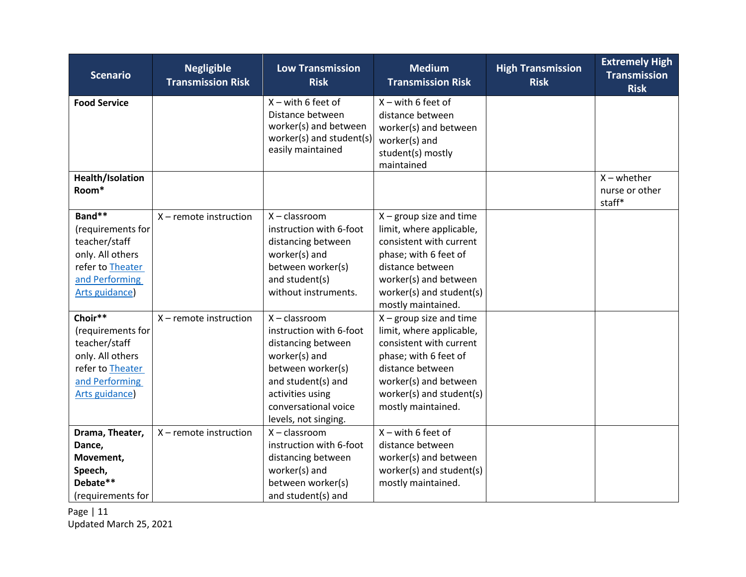| Scenario | Negligible Transmission Risk | Low Transmission Risk | Medium Transmission Risk | High Transmission Risk | Extremely High Transmission Risk |
|---|---|---|---|---|---|
| **Food Service** | | X – with 6 feet of Distance between worker(s) and between worker(s) and student(s) easily maintained | X – with 6 feet of distance between worker(s) and between worker(s) and student(s) mostly maintained | | |
| **Health/Isolation Room*** | | | | | X – whether nurse or other staff* |
| **Band**** (requirements for teacher/staff only. All others refer to [Theater and Performing Arts guidance]) | X – remote instruction | X – classroom instruction with 6-foot distancing between worker(s) and between worker(s) and student(s) without instruments. | X – group size and time limit, where applicable, consistent with current phase; with 6 feet of distance between worker(s) and between worker(s) and student(s) mostly maintained. | | |
| **Choir**** (requirements for teacher/staff only. All others refer to [Theater and Performing Arts guidance]) | X – remote instruction | X – classroom instruction with 6-foot distancing between worker(s) and between worker(s) and student(s) and activities using conversational voice levels, not singing. | X – group size and time limit, where applicable, consistent with current phase; with 6 feet of distance between worker(s) and between worker(s) and student(s) mostly maintained. | | |
| **Drama, Theater, Dance, Movement, Speech, Debate**** (requirements for | X – remote instruction | X – classroom instruction with 6-foot distancing between worker(s) and between worker(s) and student(s) and | X – with 6 feet of distance between worker(s) and between worker(s) and student(s) mostly maintained. | | |

Updated March 25, 2021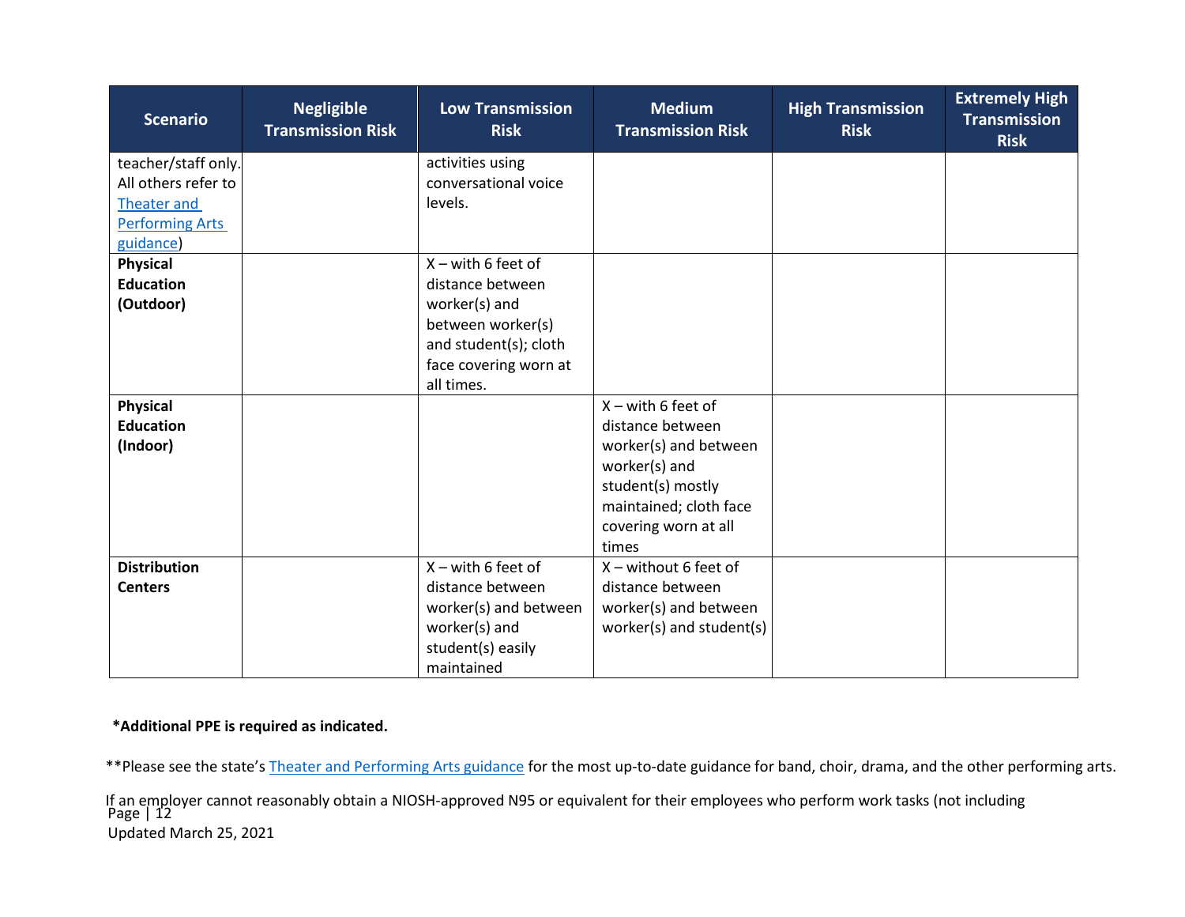| Scenario | Negligible Transmission Risk | Low Transmission Risk | Medium Transmission Risk | High Transmission Risk | Extremely High Transmission Risk |
|---|---|---|---|---|---|
| teacher/staff only. All others refer to [Theater and Performing Arts guidance]) | | activities using conversational voice levels. | | | |
| **Physical Education (Outdoor)** | | X – with 6 feet of distance between worker(s) and between worker(s) and student(s); cloth face covering worn at all times. | | | |
| **Physical Education (Indoor)** | | | X – with 6 feet of distance between worker(s) and between worker(s) and student(s) mostly maintained; cloth face covering worn at all times | | |
| **Distribution Centers** | | X – with 6 feet of distance between worker(s) and between worker(s) and student(s) easily maintained | X – without 6 feet of distance between worker(s) and between worker(s) and student(s) | | |

**\*Additional PPE is required as indicated.**

**Please see the state's [Theater and Performing Arts guidance] for the most up-to-date guidance for band, choir, drama, and the other performing arts.

If an employer cannot reasonably obtain a NIOSH-approved N95 or equivalent for their employees who perform work tasks (not including

Updated March 25, 2021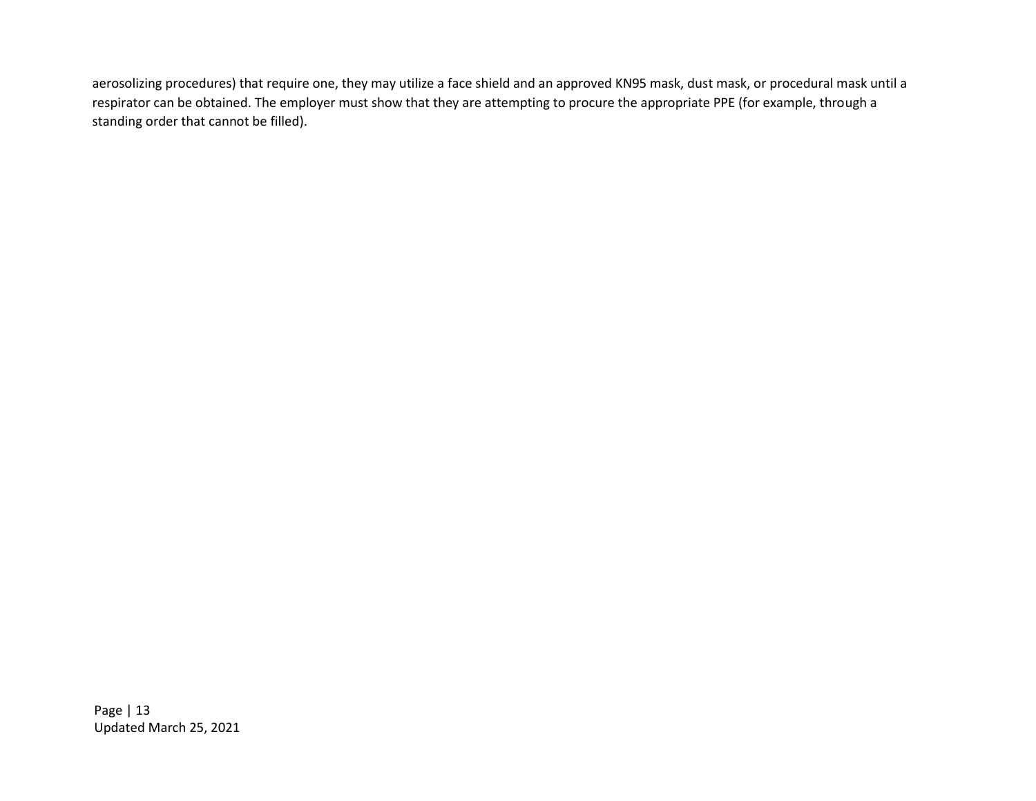aerosolizing procedures) that require one, they may utilize a face shield and an approved KN95 mask, dust mask, or procedural mask until a respirator can be obtained. The employer must show that they are attempting to procure the appropriate PPE (for example, through a standing order that cannot be filled).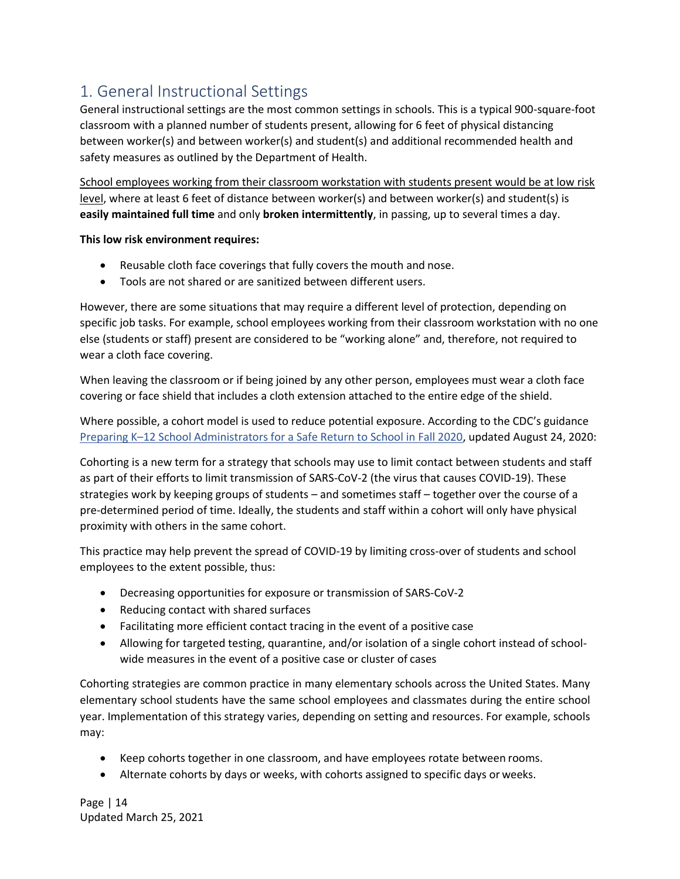## 1. General Instructional Settings

General instructional settings are the most common settings in schools. This is a typical 900-square-foot classroom with a planned number of students present, allowing for 6 feet of physical distancing between worker(s) and between worker(s) and student(s) and additional recommended health and safety measures as outlined by the Department of Health.

School employees working from their classroom workstation with students present would be at low risk level, where at least 6 feet of distance between worker(s) and between worker(s) and student(s) is **easily maintained full time** and only **broken intermittently**, in passing, up to several times a day.

**This low risk environment requires:**

- Reusable cloth face coverings that fully covers the mouth and nose.
- Tools are not shared or are sanitized between different users.

However, there are some situations that may require a different level of protection, depending on specific job tasks. For example, school employees working from their classroom workstation with no one else (students or staff) present are considered to be "working alone" and, therefore, not required to wear a cloth face covering.

When leaving the classroom or if being joined by any other person, employees must wear a cloth face covering or face shield that includes a cloth extension attached to the entire edge of the shield.

Where possible, a cohort model is used to reduce potential exposure. According to the CDC's guidance [Preparing K–12 School Administrators for a Safe Return to School in Fall 2020](), updated August 24, 2020:

Cohorting is a new term for a strategy that schools may use to limit contact between students and staff as part of their efforts to limit transmission of SARS-CoV-2 (the virus that causes COVID-19). These strategies work by keeping groups of students – and sometimes staff – together over the course of a pre-determined period of time. Ideally, the students and staff within a cohort will only have physical proximity with others in the same cohort.

This practice may help prevent the spread of COVID-19 by limiting cross-over of students and school employees to the extent possible, thus:

- Decreasing opportunities for exposure or transmission of SARS-CoV-2
- Reducing contact with shared surfaces
- Facilitating more efficient contact tracing in the event of a positive case
- Allowing for targeted testing, quarantine, and/or isolation of a single cohort instead of school-wide measures in the event of a positive case or cluster of cases

Cohorting strategies are common practice in many elementary schools across the United States. Many elementary school students have the same school employees and classmates during the entire school year. Implementation of this strategy varies, depending on setting and resources. For example, schools may:

- Keep cohorts together in one classroom, and have employees rotate between rooms.
- Alternate cohorts by days or weeks, with cohorts assigned to specific days or weeks.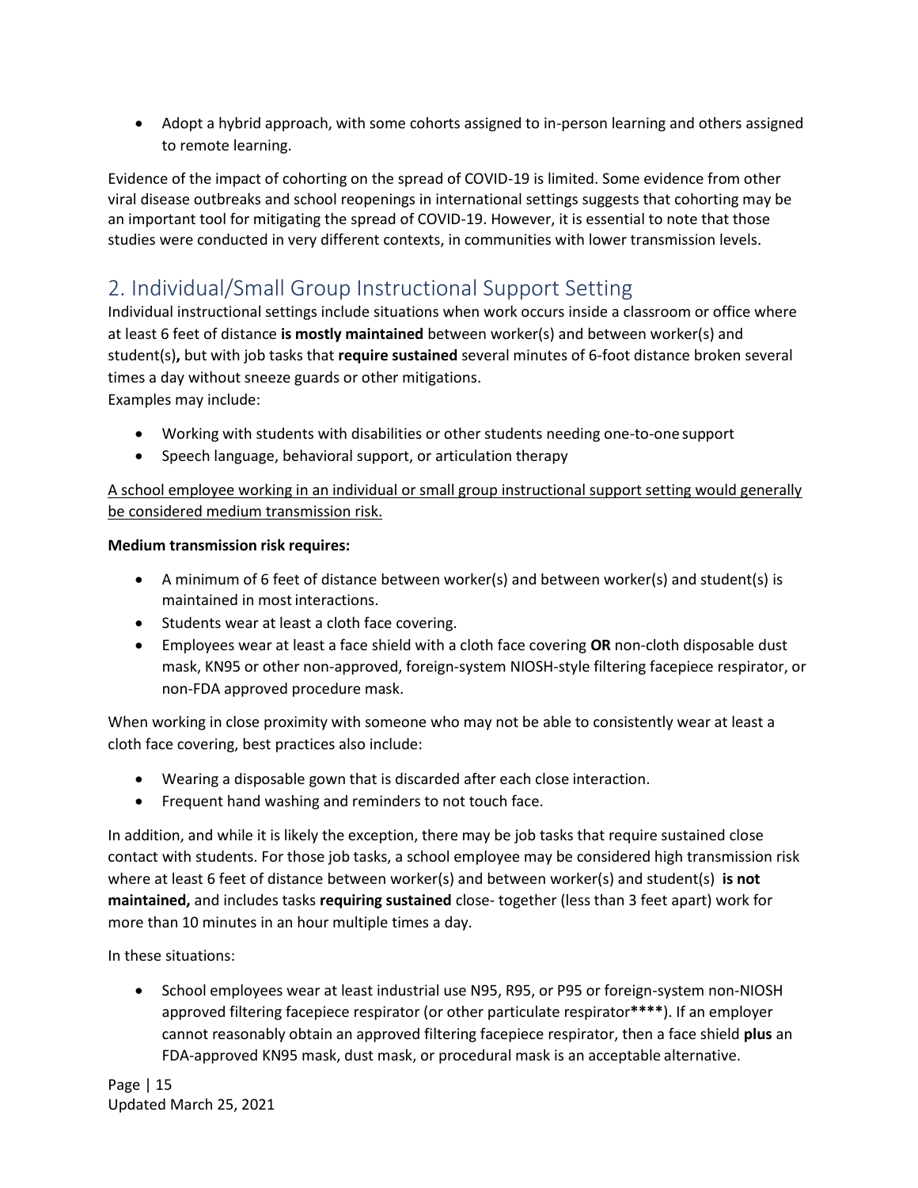- Adopt a hybrid approach, with some cohorts assigned to in-person learning and others assigned to remote learning.

Evidence of the impact of cohorting on the spread of COVID-19 is limited. Some evidence from other viral disease outbreaks and school reopenings in international settings suggests that cohorting may be an important tool for mitigating the spread of COVID-19. However, it is essential to note that those studies were conducted in very different contexts, in communities with lower transmission levels.

## 2. Individual/Small Group Instructional Support Setting

Individual instructional settings include situations when work occurs inside a classroom or office where at least 6 feet of distance **is mostly maintained** between worker(s) and between worker(s) and student(s)**,** but with job tasks that **require sustained** several minutes of 6-foot distance broken several times a day without sneeze guards or other mitigations.
Examples may include:

- Working with students with disabilities or other students needing one-to-one support
- Speech language, behavioral support, or articulation therapy

<u>A school employee working in an individual or small group instructional support setting would generally be considered medium transmission risk.</u>

**Medium transmission risk requires:**

- A minimum of 6 feet of distance between worker(s) and between worker(s) and student(s) is maintained in most interactions.
- Students wear at least a cloth face covering.
- Employees wear at least a face shield with a cloth face covering **OR** non-cloth disposable dust mask, KN95 or other non-approved, foreign-system NIOSH-style filtering facepiece respirator, or non-FDA approved procedure mask.

When working in close proximity with someone who may not be able to consistently wear at least a cloth face covering, best practices also include:

- Wearing a disposable gown that is discarded after each close interaction.
- Frequent hand washing and reminders to not touch face.

In addition, and while it is likely the exception, there may be job tasks that require sustained close contact with students. For those job tasks, a school employee may be considered high transmission risk where at least 6 feet of distance between worker(s) and between worker(s) and student(s) **is not maintained,** and includes tasks **requiring sustained** close- together (less than 3 feet apart) work for more than 10 minutes in an hour multiple times a day.

In these situations:

- School employees wear at least industrial use N95, R95, or P95 or foreign-system non-NIOSH approved filtering facepiece respirator (or other particulate respirator**\*\*\*\***). If an employer cannot reasonably obtain an approved filtering facepiece respirator, then a face shield **plus** an FDA-approved KN95 mask, dust mask, or procedural mask is an acceptable alternative.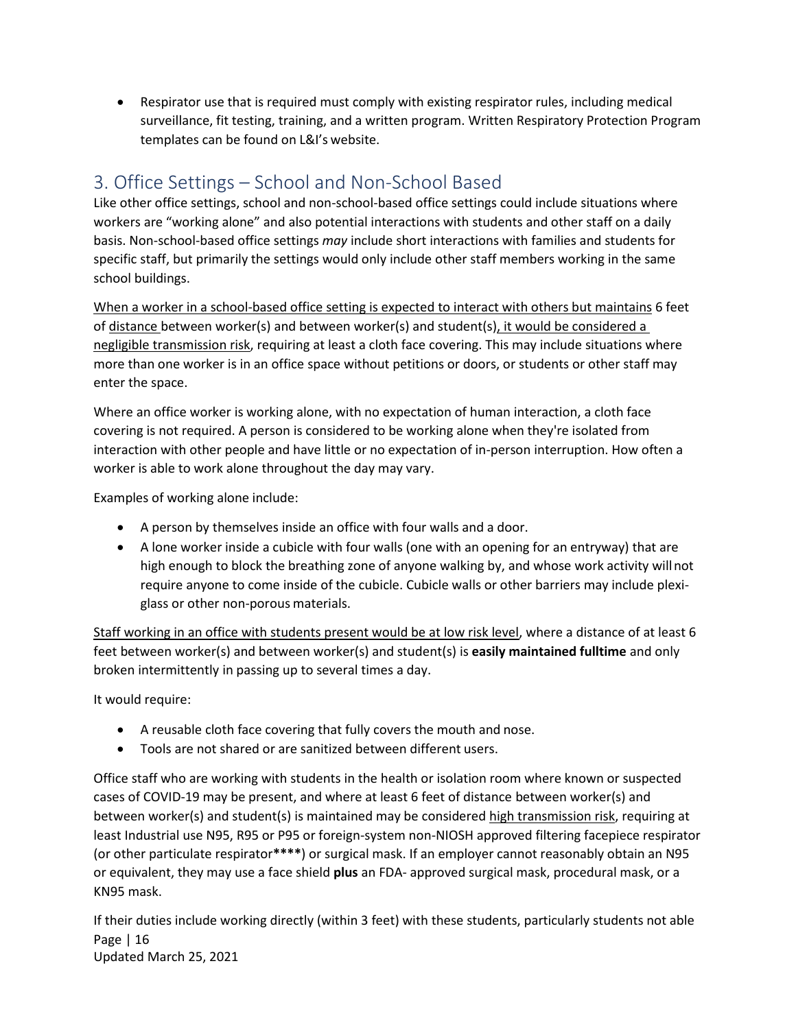- Respirator use that is required must comply with existing respirator rules, including medical surveillance, fit testing, training, and a written program. Written Respiratory Protection Program templates can be found on L&I's website.

## 3. Office Settings – School and Non-School Based

Like other office settings, school and non-school-based office settings could include situations where workers are "working alone" and also potential interactions with students and other staff on a daily basis. Non-school-based office settings *may* include short interactions with families and students for specific staff, but primarily the settings would only include other staff members working in the same school buildings.

<u>When a worker in a school-based office setting is expected to interact with others but maintains</u> 6 feet of <u>distance</u> between worker(s) and between worker(s) and student(s)<u>, it would be considered a negligible transmission risk</u>, requiring at least a cloth face covering. This may include situations where more than one worker is in an office space without petitions or doors, or students or other staff may enter the space.

Where an office worker is working alone, with no expectation of human interaction, a cloth face covering is not required. A person is considered to be working alone when they're isolated from interaction with other people and have little or no expectation of in-person interruption. How often a worker is able to work alone throughout the day may vary.

Examples of working alone include:

- A person by themselves inside an office with four walls and a door.
- A lone worker inside a cubicle with four walls (one with an opening for an entryway) that are high enough to block the breathing zone of anyone walking by, and whose work activity will not require anyone to come inside of the cubicle. Cubicle walls or other barriers may include plexi-glass or other non-porous materials.

<u>Staff working in an office with students present would be at low risk level</u>, where a distance of at least 6 feet between worker(s) and between worker(s) and student(s) is **easily maintained fulltime** and only broken intermittently in passing up to several times a day.

It would require:

- A reusable cloth face covering that fully covers the mouth and nose.
- Tools are not shared or are sanitized between different users.

Office staff who are working with students in the health or isolation room where known or suspected cases of COVID-19 may be present, and where at least 6 feet of distance between worker(s) and between worker(s) and student(s) is maintained may be considered <u>high transmission risk</u>, requiring at least Industrial use N95, R95 or P95 or foreign-system non-NIOSH approved filtering facepiece respirator (or other particulate respirator**\*\*\*\***) or surgical mask. If an employer cannot reasonably obtain an N95 or equivalent, they may use a face shield **plus** an FDA- approved surgical mask, procedural mask, or a KN95 mask.

If their duties include working directly (within 3 feet) with these students, particularly students not able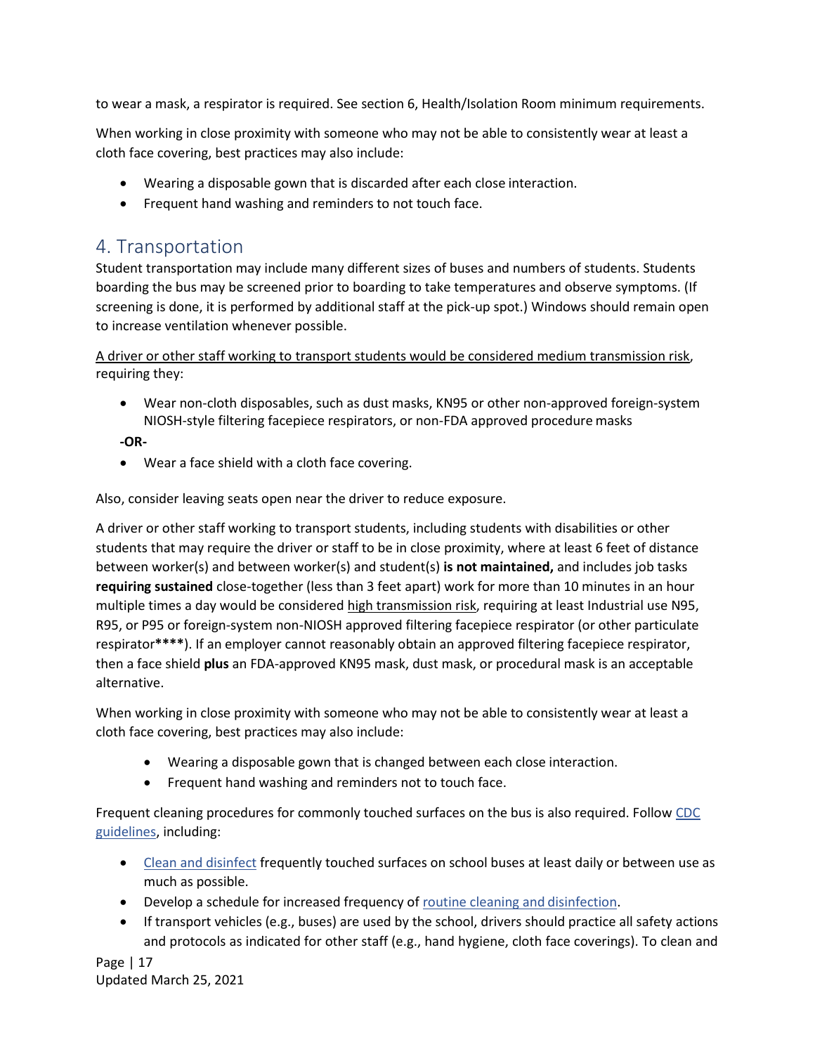to wear a mask, a respirator is required. See section 6, Health/Isolation Room minimum requirements.

When working in close proximity with someone who may not be able to consistently wear at least a cloth face covering, best practices may also include:

- Wearing a disposable gown that is discarded after each close interaction.
- Frequent hand washing and reminders to not touch face.

## 4. Transportation

Student transportation may include many different sizes of buses and numbers of students. Students boarding the bus may be screened prior to boarding to take temperatures and observe symptoms. (If screening is done, it is performed by additional staff at the pick-up spot.) Windows should remain open to increase ventilation whenever possible.

<u>A driver or other staff working to transport students would be considered medium transmission risk</u>, requiring they:

- Wear non-cloth disposables, such as dust masks, KN95 or other non-approved foreign-system NIOSH-style filtering facepiece respirators, or non-FDA approved procedure masks

**-OR-**

- Wear a face shield with a cloth face covering.

Also, consider leaving seats open near the driver to reduce exposure.

A driver or other staff working to transport students, including students with disabilities or other students that may require the driver or staff to be in close proximity, where at least 6 feet of distance between worker(s) and between worker(s) and student(s) **is not maintained,** and includes job tasks **requiring sustained** close-together (less than 3 feet apart) work for more than 10 minutes in an hour multiple times a day would be considered <u>high transmission risk</u>, requiring at least Industrial use N95, R95, or P95 or foreign-system non-NIOSH approved filtering facepiece respirator (or other particulate respirator**\*\*\*\***). If an employer cannot reasonably obtain an approved filtering facepiece respirator, then a face shield **plus** an FDA-approved KN95 mask, dust mask, or procedural mask is an acceptable alternative.

When working in close proximity with someone who may not be able to consistently wear at least a cloth face covering, best practices may also include:

- Wearing a disposable gown that is changed between each close interaction.
- Frequent hand washing and reminders not to touch face.

Frequent cleaning procedures for commonly touched surfaces on the bus is also required. Follow [CDC guidelines](), including:

- [Clean and disinfect]() frequently touched surfaces on school buses at least daily or between use as much as possible.
- Develop a schedule for increased frequency of [routine cleaning and disinfection]().
- If transport vehicles (e.g., buses) are used by the school, drivers should practice all safety actions and protocols as indicated for other staff (e.g., hand hygiene, cloth face coverings). To clean and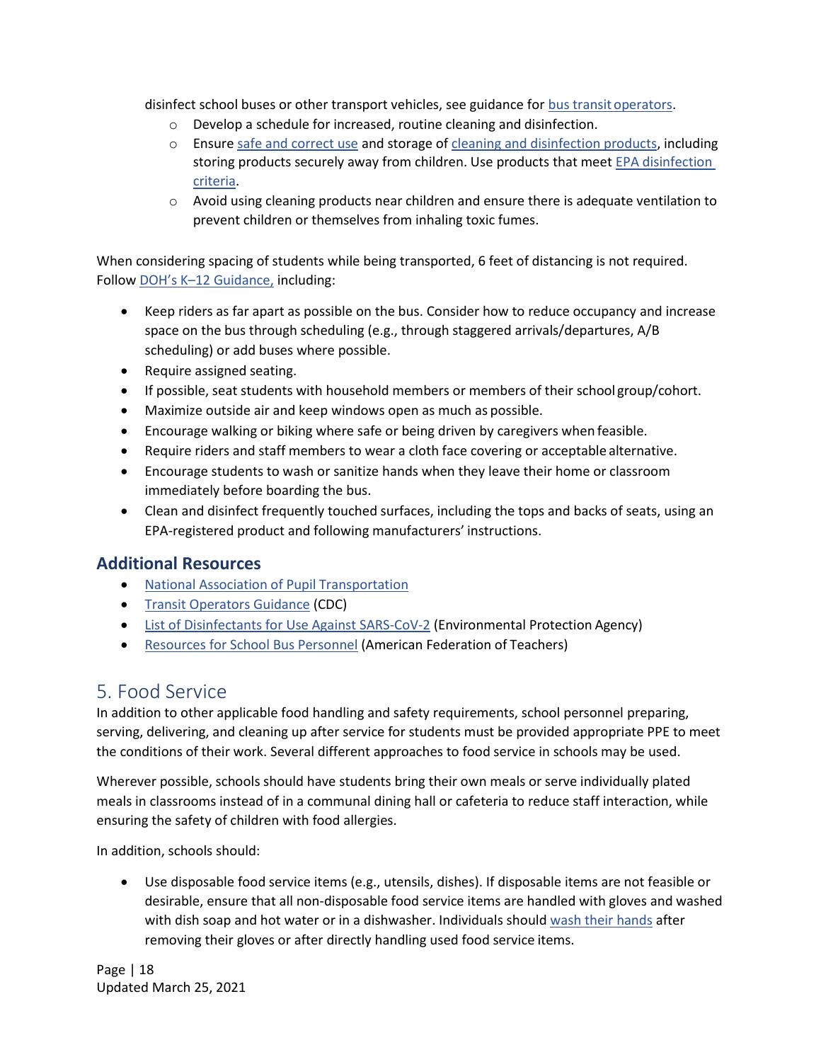disinfect school buses or other transport vehicles, see guidance for bus transit operators.

- Develop a schedule for increased, routine cleaning and disinfection.
- Ensure safe and correct use and storage of cleaning and disinfection products, including storing products securely away from children. Use products that meet EPA disinfection criteria.
- Avoid using cleaning products near children and ensure there is adequate ventilation to prevent children or themselves from inhaling toxic fumes.

When considering spacing of students while being transported, 6 feet of distancing is not required. Follow DOH's K–12 Guidance, including:

- Keep riders as far apart as possible on the bus. Consider how to reduce occupancy and increase space on the bus through scheduling (e.g., through staggered arrivals/departures, A/B scheduling) or add buses where possible.
- Require assigned seating.
- If possible, seat students with household members or members of their school group/cohort.
- Maximize outside air and keep windows open as much as possible.
- Encourage walking or biking where safe or being driven by caregivers when feasible.
- Require riders and staff members to wear a cloth face covering or acceptable alternative.
- Encourage students to wash or sanitize hands when they leave their home or classroom immediately before boarding the bus.
- Clean and disinfect frequently touched surfaces, including the tops and backs of seats, using an EPA-registered product and following manufacturers' instructions.

### Additional Resources

- National Association of Pupil Transportation
- Transit Operators Guidance (CDC)
- List of Disinfectants for Use Against SARS-CoV-2 (Environmental Protection Agency)
- Resources for School Bus Personnel (American Federation of Teachers)

## 5. Food Service

In addition to other applicable food handling and safety requirements, school personnel preparing, serving, delivering, and cleaning up after service for students must be provided appropriate PPE to meet the conditions of their work. Several different approaches to food service in schools may be used.

Wherever possible, schools should have students bring their own meals or serve individually plated meals in classrooms instead of in a communal dining hall or cafeteria to reduce staff interaction, while ensuring the safety of children with food allergies.

In addition, schools should:

- Use disposable food service items (e.g., utensils, dishes). If disposable items are not feasible or desirable, ensure that all non-disposable food service items are handled with gloves and washed with dish soap and hot water or in a dishwasher. Individuals should wash their hands after removing their gloves or after directly handling used food service items.

Updated March 25, 2021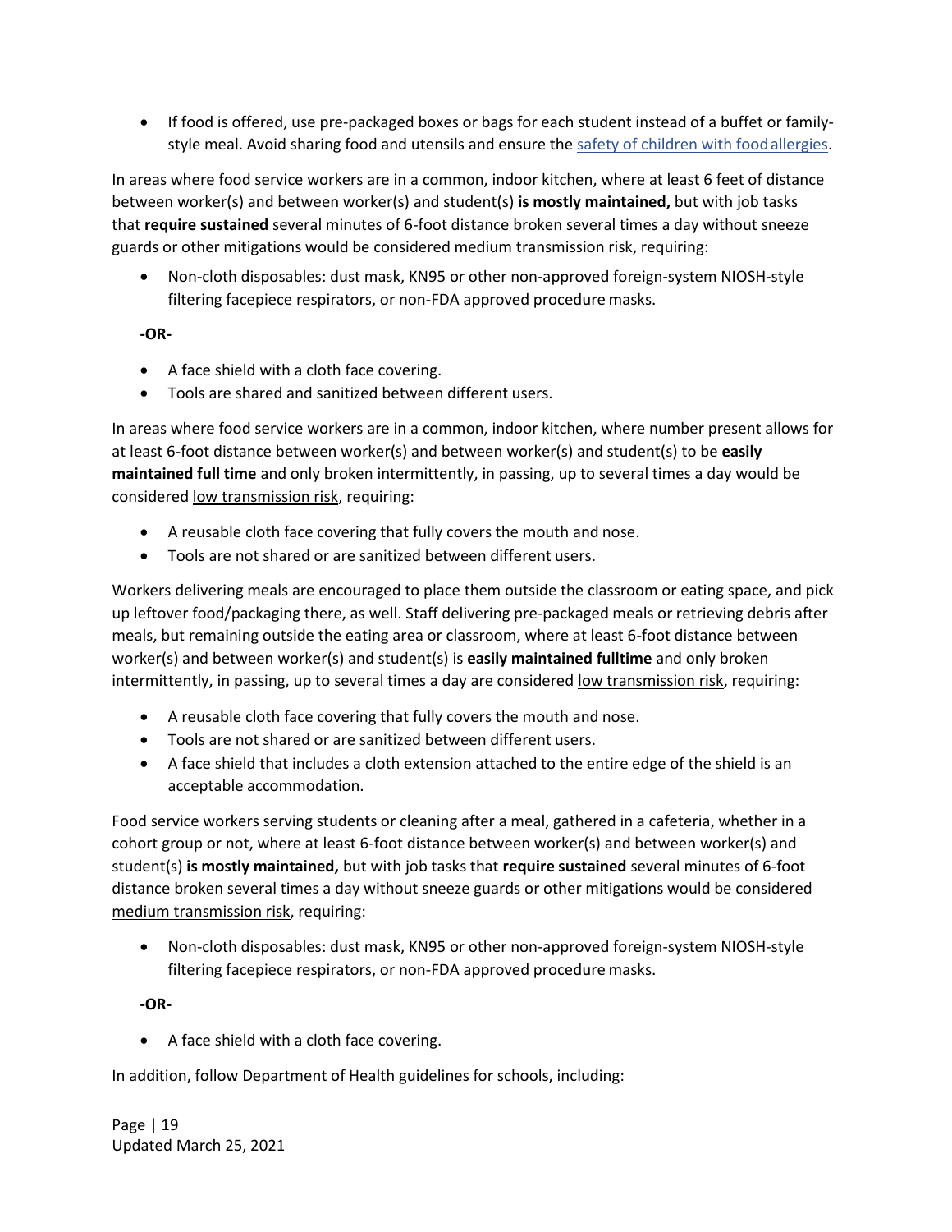- If food is offered, use pre-packaged boxes or bags for each student instead of a buffet or family-style meal. Avoid sharing food and utensils and ensure the [safety of children with food allergies](#).

In areas where food service workers are in a common, indoor kitchen, where at least 6 feet of distance between worker(s) and between worker(s) and student(s) **is mostly maintained,** but with job tasks that **require sustained** several minutes of 6-foot distance broken several times a day without sneeze guards or other mitigations would be considered medium transmission risk, requiring:

- Non-cloth disposables: dust mask, KN95 or other non-approved foreign-system NIOSH-style filtering facepiece respirators, or non-FDA approved procedure masks.

**-OR-**

- A face shield with a cloth face covering.
- Tools are shared and sanitized between different users.

In areas where food service workers are in a common, indoor kitchen, where number present allows for at least 6-foot distance between worker(s) and between worker(s) and student(s) to be **easily maintained full time** and only broken intermittently, in passing, up to several times a day would be considered low transmission risk, requiring:

- A reusable cloth face covering that fully covers the mouth and nose.
- Tools are not shared or are sanitized between different users.

Workers delivering meals are encouraged to place them outside the classroom or eating space, and pick up leftover food/packaging there, as well. Staff delivering pre-packaged meals or retrieving debris after meals, but remaining outside the eating area or classroom, where at least 6-foot distance between worker(s) and between worker(s) and student(s) is **easily maintained fulltime** and only broken intermittently, in passing, up to several times a day are considered low transmission risk, requiring:

- A reusable cloth face covering that fully covers the mouth and nose.
- Tools are not shared or are sanitized between different users.
- A face shield that includes a cloth extension attached to the entire edge of the shield is an acceptable accommodation.

Food service workers serving students or cleaning after a meal, gathered in a cafeteria, whether in a cohort group or not, where at least 6-foot distance between worker(s) and between worker(s) and student(s) **is mostly maintained,** but with job tasks that **require sustained** several minutes of 6-foot distance broken several times a day without sneeze guards or other mitigations would be considered medium transmission risk, requiring:

- Non-cloth disposables: dust mask, KN95 or other non-approved foreign-system NIOSH-style filtering facepiece respirators, or non-FDA approved procedure masks.

**-OR-**

- A face shield with a cloth face covering.

In addition, follow Department of Health guidelines for schools, including: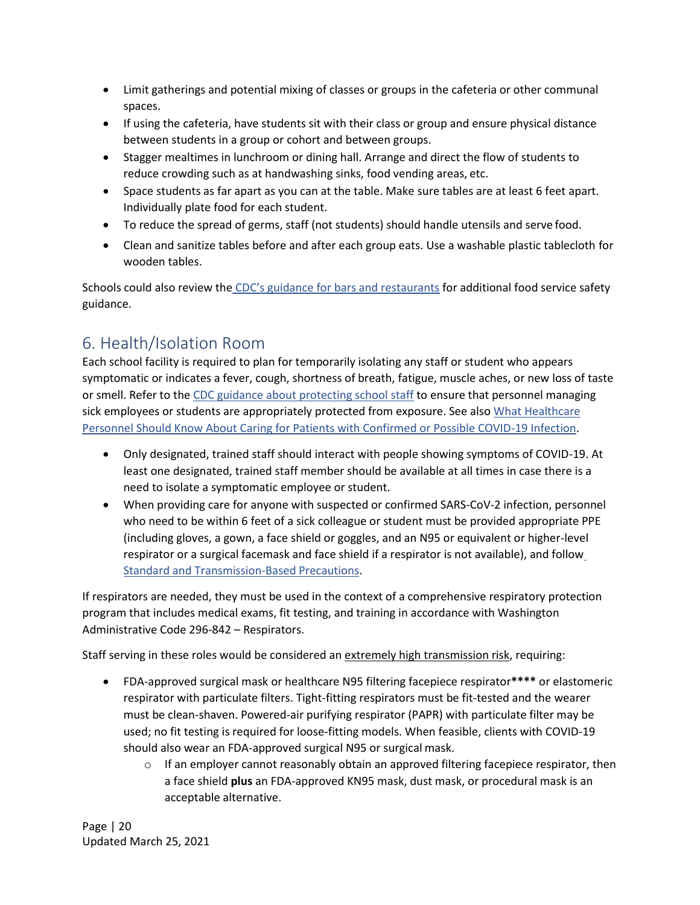- Limit gatherings and potential mixing of classes or groups in the cafeteria or other communal spaces.
- If using the cafeteria, have students sit with their class or group and ensure physical distance between students in a group or cohort and between groups.
- Stagger mealtimes in lunchroom or dining hall. Arrange and direct the flow of students to reduce crowding such as at handwashing sinks, food vending areas, etc.
- Space students as far apart as you can at the table. Make sure tables are at least 6 feet apart. Individually plate food for each student.
- To reduce the spread of germs, staff (not students) should handle utensils and serve food.
- Clean and sanitize tables before and after each group eats. Use a washable plastic tablecloth for wooden tables.

Schools could also review the CDC's guidance for bars and restaurants for additional food service safety guidance.

## 6. Health/Isolation Room

Each school facility is required to plan for temporarily isolating any staff or student who appears symptomatic or indicates a fever, cough, shortness of breath, fatigue, muscle aches, or new loss of taste or smell. Refer to the CDC guidance about protecting school staff to ensure that personnel managing sick employees or students are appropriately protected from exposure. See also What Healthcare Personnel Should Know About Caring for Patients with Confirmed or Possible COVID-19 Infection.

- Only designated, trained staff should interact with people showing symptoms of COVID-19. At least one designated, trained staff member should be available at all times in case there is a need to isolate a symptomatic employee or student.
- When providing care for anyone with suspected or confirmed SARS-CoV-2 infection, personnel who need to be within 6 feet of a sick colleague or student must be provided appropriate PPE (including gloves, a gown, a face shield or goggles, and an N95 or equivalent or higher-level respirator or a surgical facemask and face shield if a respirator is not available), and follow Standard and Transmission-Based Precautions.

If respirators are needed, they must be used in the context of a comprehensive respiratory protection program that includes medical exams, fit testing, and training in accordance with Washington Administrative Code 296-842 – Respirators.

Staff serving in these roles would be considered an extremely high transmission risk, requiring:

- FDA-approved surgical mask or healthcare N95 filtering facepiece respirator**\*\*\*\*** or elastomeric respirator with particulate filters. Tight-fitting respirators must be fit-tested and the wearer must be clean-shaven. Powered-air purifying respirator (PAPR) with particulate filter may be used; no fit testing is required for loose-fitting models. When feasible, clients with COVID-19 should also wear an FDA-approved surgical N95 or surgical mask.
  - If an employer cannot reasonably obtain an approved filtering facepiece respirator, then a face shield **plus** an FDA-approved KN95 mask, dust mask, or procedural mask is an acceptable alternative.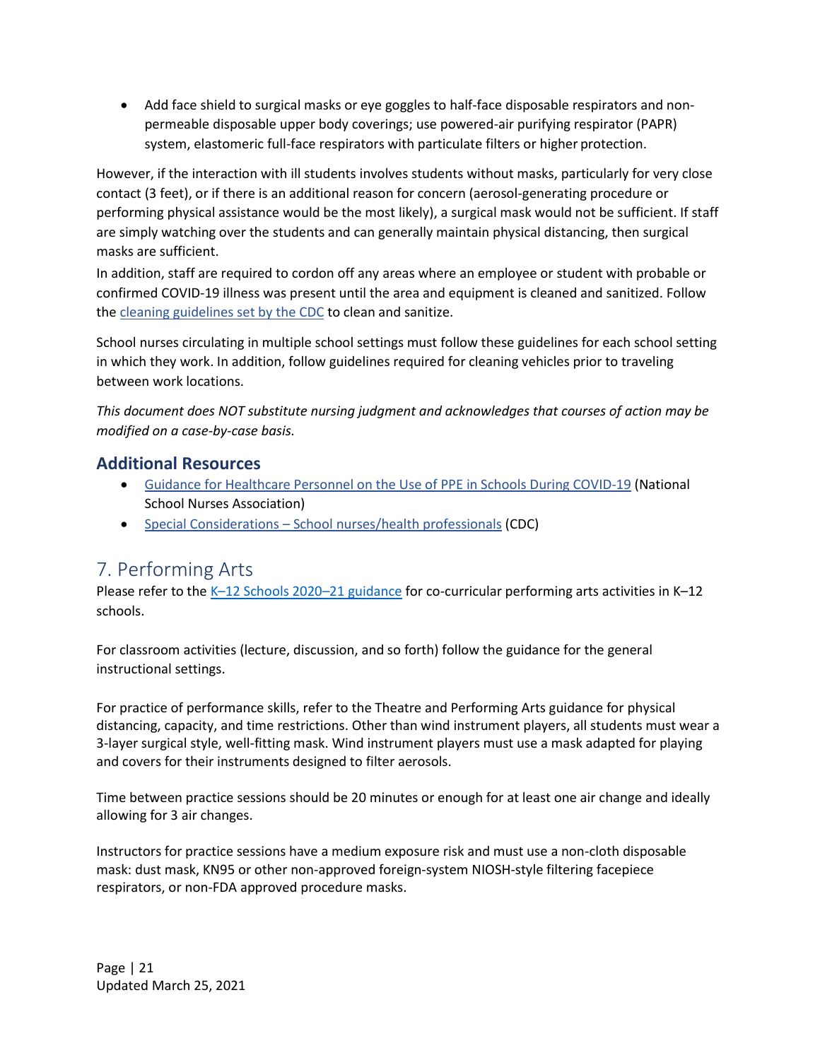- Add face shield to surgical masks or eye goggles to half-face disposable respirators and non-permeable disposable upper body coverings; use powered-air purifying respirator (PAPR) system, elastomeric full-face respirators with particulate filters or higher protection.

However, if the interaction with ill students involves students without masks, particularly for very close contact (3 feet), or if there is an additional reason for concern (aerosol-generating procedure or performing physical assistance would be the most likely), a surgical mask would not be sufficient. If staff are simply watching over the students and can generally maintain physical distancing, then surgical masks are sufficient.

In addition, staff are required to cordon off any areas where an employee or student with probable or confirmed COVID-19 illness was present until the area and equipment is cleaned and sanitized. Follow the [cleaning guidelines set by the CDC](#) to clean and sanitize.

School nurses circulating in multiple school settings must follow these guidelines for each school setting in which they work. In addition, follow guidelines required for cleaning vehicles prior to traveling between work locations.

*This document does NOT substitute nursing judgment and acknowledges that courses of action may be modified on a case-by-case basis.*

### Additional Resources

- [Guidance for Healthcare Personnel on the Use of PPE in Schools During COVID-19](#) (National School Nurses Association)
- [Special Considerations – School nurses/health professionals](#) (CDC)

## 7. Performing Arts

Please refer to the [K–12 Schools 2020–21 guidance](#) for co-curricular performing arts activities in K–12 schools.

For classroom activities (lecture, discussion, and so forth) follow the guidance for the general instructional settings.

For practice of performance skills, refer to the Theatre and Performing Arts guidance for physical distancing, capacity, and time restrictions. Other than wind instrument players, all students must wear a 3-layer surgical style, well-fitting mask. Wind instrument players must use a mask adapted for playing and covers for their instruments designed to filter aerosols.

Time between practice sessions should be 20 minutes or enough for at least one air change and ideally allowing for 3 air changes.

Instructors for practice sessions have a medium exposure risk and must use a non-cloth disposable mask: dust mask, KN95 or other non-approved foreign-system NIOSH-style filtering facepiece respirators, or non-FDA approved procedure masks.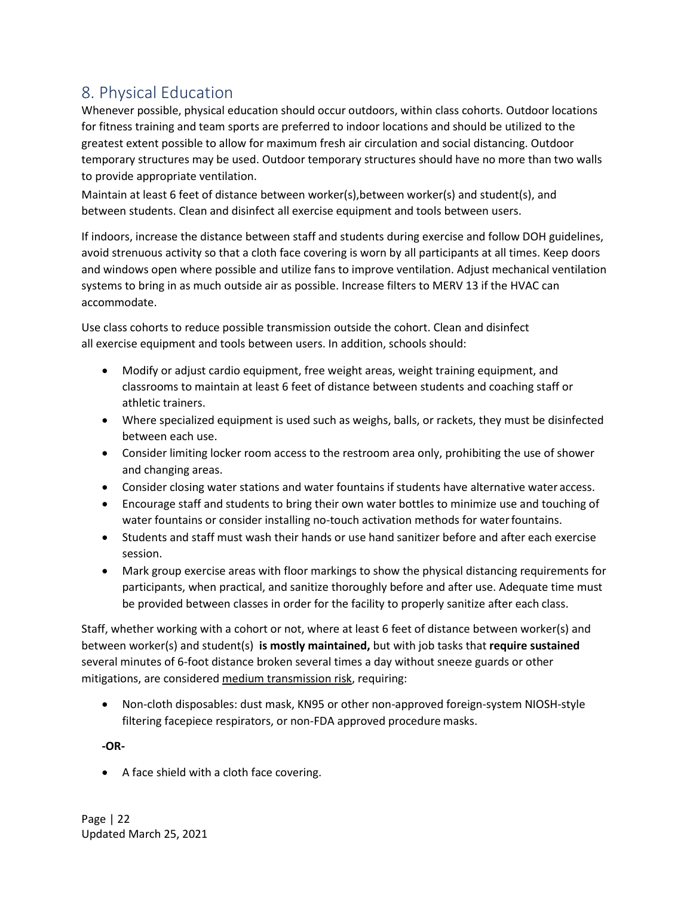## 8. Physical Education

Whenever possible, physical education should occur outdoors, within class cohorts. Outdoor locations for fitness training and team sports are preferred to indoor locations and should be utilized to the greatest extent possible to allow for maximum fresh air circulation and social distancing. Outdoor temporary structures may be used. Outdoor temporary structures should have no more than two walls to provide appropriate ventilation.

Maintain at least 6 feet of distance between worker(s),between worker(s) and student(s), and between students. Clean and disinfect all exercise equipment and tools between users.

If indoors, increase the distance between staff and students during exercise and follow DOH guidelines, avoid strenuous activity so that a cloth face covering is worn by all participants at all times. Keep doors and windows open where possible and utilize fans to improve ventilation. Adjust mechanical ventilation systems to bring in as much outside air as possible. Increase filters to MERV 13 if the HVAC can accommodate.

Use class cohorts to reduce possible transmission outside the cohort. Clean and disinfect all exercise equipment and tools between users. In addition, schools should:

- Modify or adjust cardio equipment, free weight areas, weight training equipment, and classrooms to maintain at least 6 feet of distance between students and coaching staff or athletic trainers.
- Where specialized equipment is used such as weighs, balls, or rackets, they must be disinfected between each use.
- Consider limiting locker room access to the restroom area only, prohibiting the use of shower and changing areas.
- Consider closing water stations and water fountains if students have alternative water access.
- Encourage staff and students to bring their own water bottles to minimize use and touching of water fountains or consider installing no-touch activation methods for water fountains.
- Students and staff must wash their hands or use hand sanitizer before and after each exercise session.
- Mark group exercise areas with floor markings to show the physical distancing requirements for participants, when practical, and sanitize thoroughly before and after use. Adequate time must be provided between classes in order for the facility to properly sanitize after each class.

Staff, whether working with a cohort or not, where at least 6 feet of distance between worker(s) and between worker(s) and student(s) **is mostly maintained,** but with job tasks that **require sustained** several minutes of 6-foot distance broken several times a day without sneeze guards or other mitigations, are considered <u>medium transmission risk</u>, requiring:

- Non-cloth disposables: dust mask, KN95 or other non-approved foreign-system NIOSH-style filtering facepiece respirators, or non-FDA approved procedure masks.

**-OR-**

- A face shield with a cloth face covering.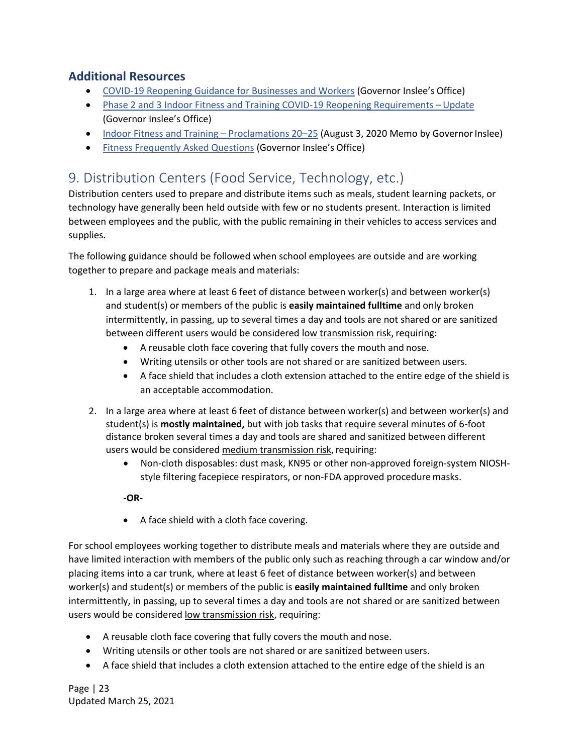### Additional Resources

- [COVID-19 Reopening Guidance for Businesses and Workers](#) (Governor Inslee's Office)
- [Phase 2 and 3 Indoor Fitness and Training COVID-19 Reopening Requirements – Update](#) (Governor Inslee's Office)
- [Indoor Fitness and Training – Proclamations 20–25](#) (August 3, 2020 Memo by Governor Inslee)
- [Fitness Frequently Asked Questions](#) (Governor Inslee's Office)

## 9. Distribution Centers (Food Service, Technology, etc.)

Distribution centers used to prepare and distribute items such as meals, student learning packets, or technology have generally been held outside with few or no students present. Interaction is limited between employees and the public, with the public remaining in their vehicles to access services and supplies.

The following guidance should be followed when school employees are outside and are working together to prepare and package meals and materials:

1. In a large area where at least 6 feet of distance between worker(s) and between worker(s) and student(s) or members of the public is **easily maintained fulltime** and only broken intermittently, in passing, up to several times a day and tools are not shared or are sanitized between different users would be considered low transmission risk, requiring:
   - A reusable cloth face covering that fully covers the mouth and nose.
   - Writing utensils or other tools are not shared or are sanitized between users.
   - A face shield that includes a cloth extension attached to the entire edge of the shield is an acceptable accommodation.
2. In a large area where at least 6 feet of distance between worker(s) and between worker(s) and student(s) is **mostly maintained,** but with job tasks that require several minutes of 6-foot distance broken several times a day and tools are shared and sanitized between different users would be considered medium transmission risk, requiring:
   - Non-cloth disposables: dust mask, KN95 or other non-approved foreign-system NIOSH-style filtering facepiece respirators, or non-FDA approved procedure masks.

   **-OR-**

   - A face shield with a cloth face covering.

For school employees working together to distribute meals and materials where they are outside and have limited interaction with members of the public only such as reaching through a car window and/or placing items into a car trunk, where at least 6 feet of distance between worker(s) and between worker(s) and student(s) or members of the public is **easily maintained fulltime** and only broken intermittently, in passing, up to several times a day and tools are not shared or are sanitized between users would be considered low transmission risk, requiring:

- A reusable cloth face covering that fully covers the mouth and nose.
- Writing utensils or other tools are not shared or are sanitized between users.
- A face shield that includes a cloth extension attached to the entire edge of the shield is an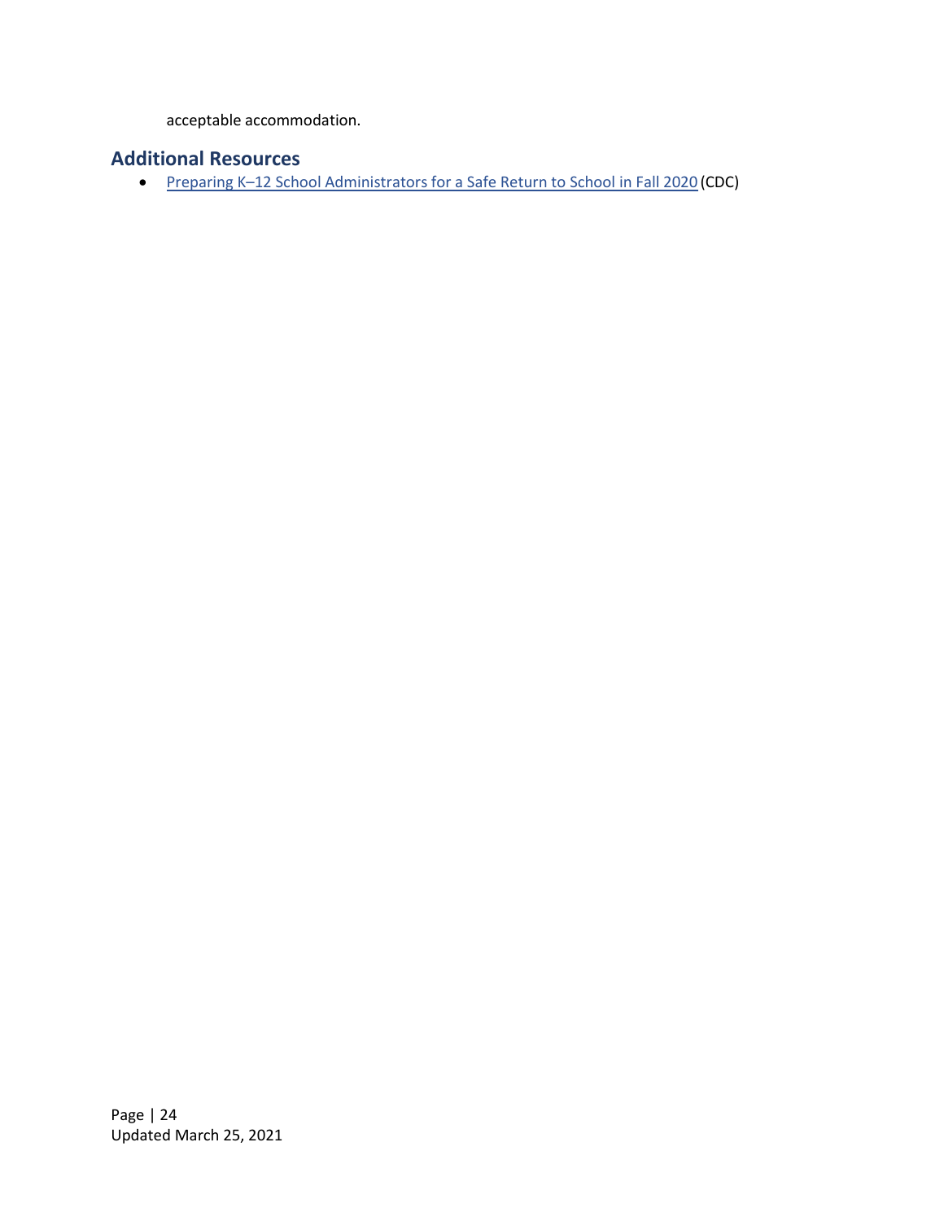acceptable accommodation.

## Additional Resources

- Preparing K–12 School Administrators for a Safe Return to School in Fall 2020 (CDC)